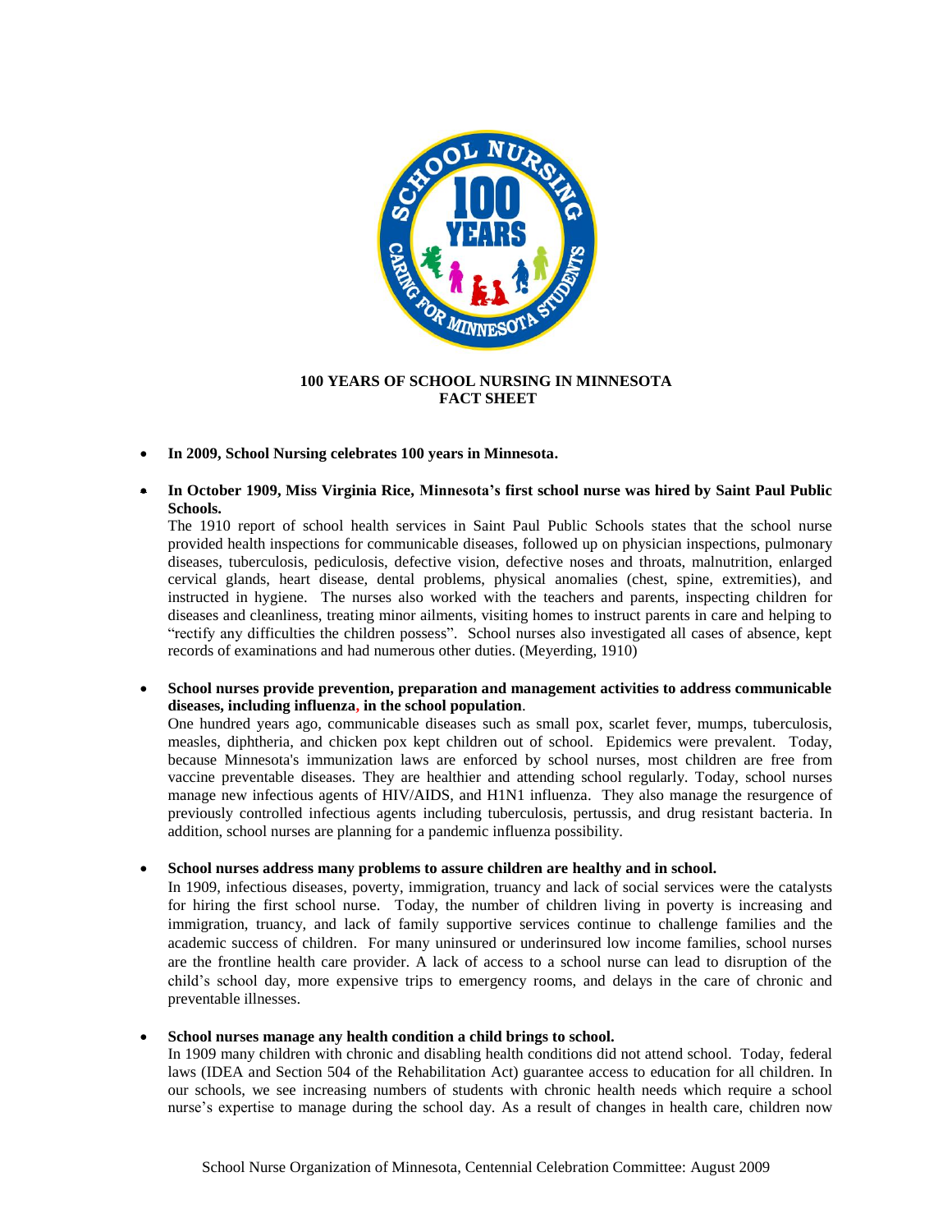**100 YEARS OF SCHOOL NURSING IN MINNESOTA**
**FACT SHEET**

- **In 2009, School Nursing celebrates 100 years in Minnesota.**

- **In October 1909, Miss Virginia Rice, Minnesota's first school nurse was hired by Saint Paul Public Schools.**
  The 1910 report of school health services in Saint Paul Public Schools states that the school nurse provided health inspections for communicable diseases, followed up on physician inspections, pulmonary diseases, tuberculosis, pediculosis, defective vision, defective noses and throats, malnutrition, enlarged cervical glands, heart disease, dental problems, physical anomalies (chest, spine, extremities), and instructed in hygiene. The nurses also worked with the teachers and parents, inspecting children for diseases and cleanliness, treating minor ailments, visiting homes to instruct parents in care and helping to "rectify any difficulties the children possess". School nurses also investigated all cases of absence, kept records of examinations and had numerous other duties. (Meyerding, 1910)

- **School nurses provide prevention, preparation and management activities to address communicable diseases, including influenza, in the school population**.
  One hundred years ago, communicable diseases such as small pox, scarlet fever, mumps, tuberculosis, measles, diphtheria, and chicken pox kept children out of school. Epidemics were prevalent. Today, because Minnesota's immunization laws are enforced by school nurses, most children are free from vaccine preventable diseases. They are healthier and attending school regularly. Today, school nurses manage new infectious agents of HIV/AIDS, and H1N1 influenza. They also manage the resurgence of previously controlled infectious agents including tuberculosis, pertussis, and drug resistant bacteria. In addition, school nurses are planning for a pandemic influenza possibility.

- **School nurses address many problems to assure children are healthy and in school.**
  In 1909, infectious diseases, poverty, immigration, truancy and lack of social services were the catalysts for hiring the first school nurse. Today, the number of children living in poverty is increasing and immigration, truancy, and lack of family supportive services continue to challenge families and the academic success of children. For many uninsured or underinsured low income families, school nurses are the frontline health care provider. A lack of access to a school nurse can lead to disruption of the child's school day, more expensive trips to emergency rooms, and delays in the care of chronic and preventable illnesses.

- **School nurses manage any health condition a child brings to school.**
  In 1909 many children with chronic and disabling health conditions did not attend school. Today, federal laws (IDEA and Section 504 of the Rehabilitation Act) guarantee access to education for all children. In our schools, we see increasing numbers of students with chronic health needs which require a school nurse's expertise to manage during the school day. As a result of changes in health care, children now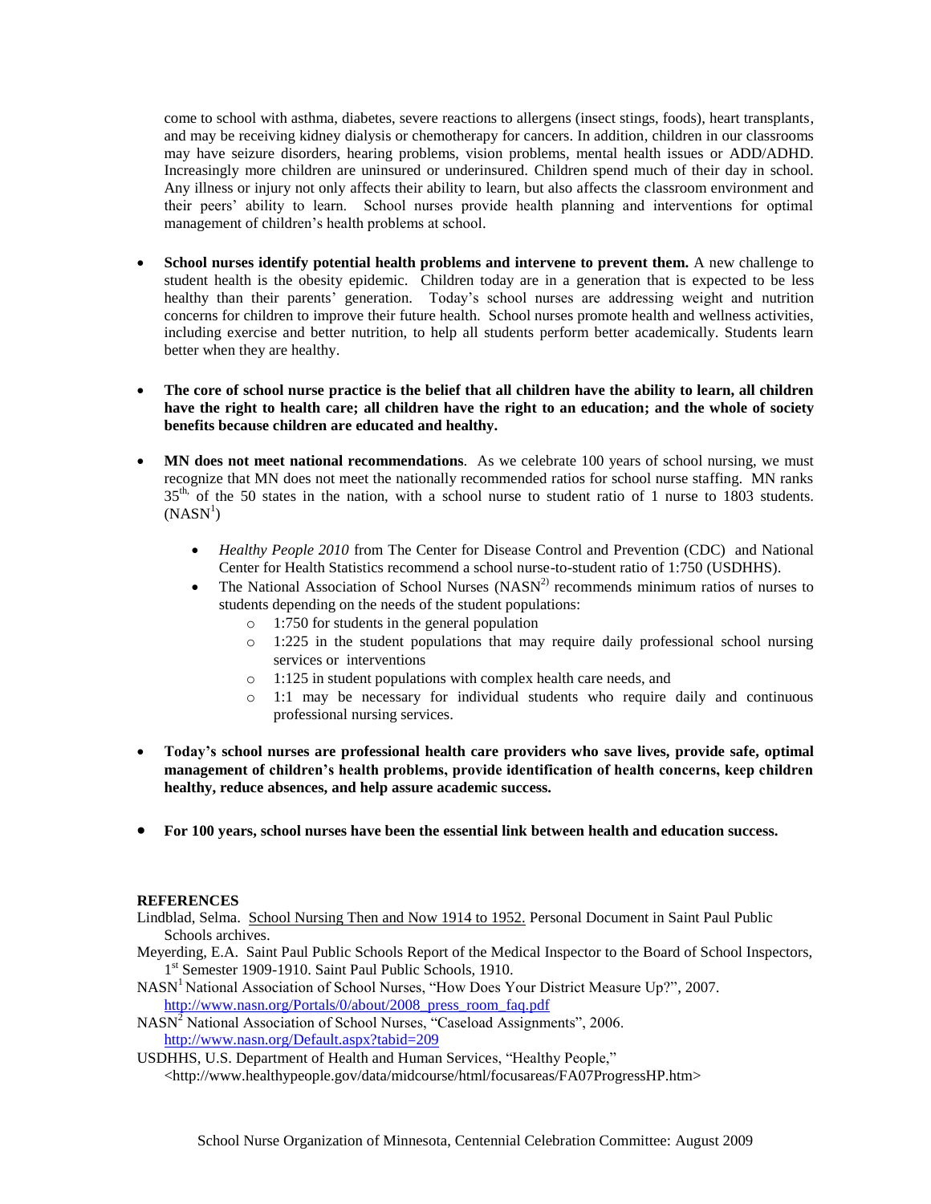come to school with asthma, diabetes, severe reactions to allergens (insect stings, foods), heart transplants, and may be receiving kidney dialysis or chemotherapy for cancers. In addition, children in our classrooms may have seizure disorders, hearing problems, vision problems, mental health issues or ADD/ADHD. Increasingly more children are uninsured or underinsured. Children spend much of their day in school. Any illness or injury not only affects their ability to learn, but also affects the classroom environment and their peers' ability to learn. School nurses provide health planning and interventions for optimal management of children's health problems at school.

- **School nurses identify potential health problems and intervene to prevent them.** A new challenge to student health is the obesity epidemic. Children today are in a generation that is expected to be less healthy than their parents' generation. Today's school nurses are addressing weight and nutrition concerns for children to improve their future health. School nurses promote health and wellness activities, including exercise and better nutrition, to help all students perform better academically. Students learn better when they are healthy.

- **The core of school nurse practice is the belief that all children have the ability to learn, all children have the right to health care; all children have the right to an education; and the whole of society benefits because children are educated and healthy.**

- **MN does not meet national recommendations**. As we celebrate 100 years of school nursing, we must recognize that MN does not meet the nationally recommended ratios for school nurse staffing. MN ranks 35th, of the 50 states in the nation, with a school nurse to student ratio of 1 nurse to 1803 students. (NASN[1])
  - *Healthy People 2010* from The Center for Disease Control and Prevention (CDC) and National Center for Health Statistics recommend a school nurse-to-student ratio of 1:750 (USDHHS).
  - The National Association of School Nurses (NASN[2]) recommends minimum ratios of nurses to students depending on the needs of the student populations:
    - 1:750 for students in the general population
    - 1:225 in the student populations that may require daily professional school nursing services or interventions
    - 1:125 in student populations with complex health care needs, and
    - 1:1 may be necessary for individual students who require daily and continuous professional nursing services.

- **Today's school nurses are professional health care providers who save lives, provide safe, optimal management of children's health problems, provide identification of health concerns, keep children healthy, reduce absences, and help assure academic success.**

- **For 100 years, school nurses have been the essential link between health and education success.**

**REFERENCES**

Lindblad, Selma. School Nursing Then and Now 1914 to 1952. Personal Document in Saint Paul Public Schools archives.

Meyerding, E.A. Saint Paul Public Schools Report of the Medical Inspector to the Board of School Inspectors, 1st Semester 1909-1910. Saint Paul Public Schools, 1910.

NASN[1] National Association of School Nurses, "How Does Your District Measure Up?", 2007. http://www.nasn.org/Portals/0/about/2008_press_room_faq.pdf

NASN[2] National Association of School Nurses, "Caseload Assignments", 2006. http://www.nasn.org/Default.aspx?tabid=209

USDHHS, U.S. Department of Health and Human Services, "Healthy People," <http://www.healthypeople.gov/data/midcourse/html/focusareas/FA07ProgressHP.htm>

School Nurse Organization of Minnesota, Centennial Celebration Committee: August 2009